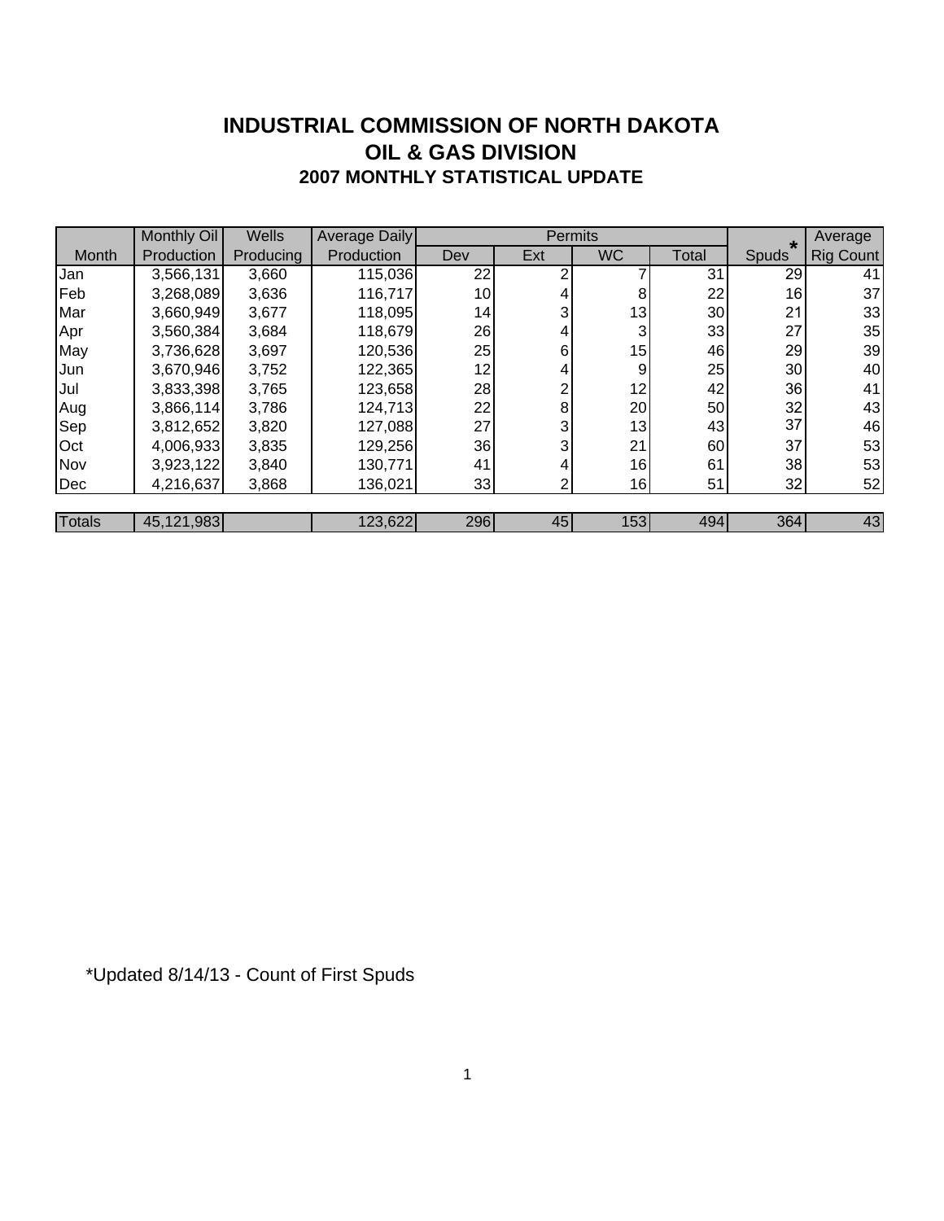# INDUSTRIAL COMMISSION OF NORTH DAKOTA
# OIL & GAS DIVISION
## 2007 MONTHLY STATISTICAL UPDATE

| Month | Monthly Oil Production | Wells Producing | Average Daily Production | Permits | | | | Spuds* | Average Rig Count |
|---|---|---|---|---|---|---|---|---|---|
| | | | | Dev | Ext | WC | Total | | |
| Jan | 3,566,131 | 3,660 | 115,036 | 22 | 2 | 7 | 31 | 29 | 41 |
| Feb | 3,268,089 | 3,636 | 116,717 | 10 | 4 | 8 | 22 | 16 | 37 |
| Mar | 3,660,949 | 3,677 | 118,095 | 14 | 3 | 13 | 30 | 21 | 33 |
| Apr | 3,560,384 | 3,684 | 118,679 | 26 | 4 | 3 | 33 | 27 | 35 |
| May | 3,736,628 | 3,697 | 120,536 | 25 | 6 | 15 | 46 | 29 | 39 |
| Jun | 3,670,946 | 3,752 | 122,365 | 12 | 4 | 9 | 25 | 30 | 40 |
| Jul | 3,833,398 | 3,765 | 123,658 | 28 | 2 | 12 | 42 | 36 | 41 |
| Aug | 3,866,114 | 3,786 | 124,713 | 22 | 8 | 20 | 50 | 32 | 43 |
| Sep | 3,812,652 | 3,820 | 127,088 | 27 | 3 | 13 | 43 | 37 | 46 |
| Oct | 4,006,933 | 3,835 | 129,256 | 36 | 3 | 21 | 60 | 37 | 53 |
| Nov | 3,923,122 | 3,840 | 130,771 | 41 | 4 | 16 | 61 | 38 | 53 |
| Dec | 4,216,637 | 3,868 | 136,021 | 33 | 2 | 16 | 51 | 32 | 52 |
| Totals | 45,121,983 | | 123,622 | 296 | 45 | 153 | 494 | 364 | 43 |

*Updated 8/14/13 - Count of First Spuds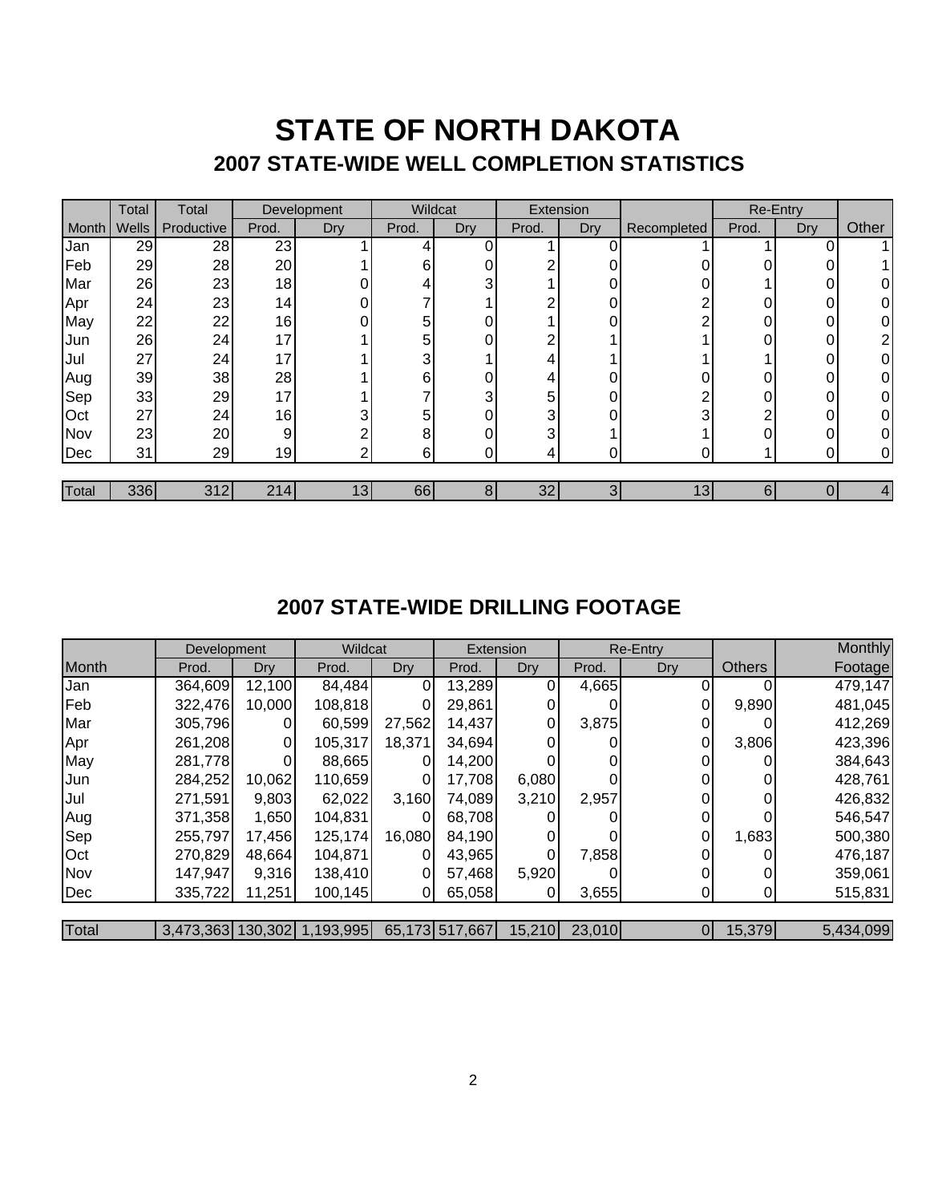# STATE OF NORTH DAKOTA

## 2007 STATE-WIDE WELL COMPLETION STATISTICS

| | Total | Total | Development | | Wildcat | | Extension | | | Re-Entry | | |
|---|---|---|---|---|---|---|---|---|---|---|---|---|
| Month | Wells | Productive | Prod. | Dry | Prod. | Dry | Prod. | Dry | Recompleted | Prod. | Dry | Other |
| Jan | 29 | 28 | 23 | 1 | 4 | 0 | 1 | 0 | 1 | 1 | 0 | 1 |
| Feb | 29 | 28 | 20 | 1 | 6 | 0 | 2 | 0 | 0 | 0 | 0 | 1 |
| Mar | 26 | 23 | 18 | 0 | 4 | 3 | 1 | 0 | 0 | 1 | 0 | 0 |
| Apr | 24 | 23 | 14 | 0 | 7 | 1 | 2 | 0 | 2 | 0 | 0 | 0 |
| May | 22 | 22 | 16 | 0 | 5 | 0 | 1 | 0 | 2 | 0 | 0 | 0 |
| Jun | 26 | 24 | 17 | 1 | 5 | 0 | 2 | 1 | 1 | 0 | 0 | 2 |
| Jul | 27 | 24 | 17 | 1 | 3 | 1 | 4 | 1 | 1 | 1 | 0 | 0 |
| Aug | 39 | 38 | 28 | 1 | 6 | 0 | 4 | 0 | 0 | 0 | 0 | 0 |
| Sep | 33 | 29 | 17 | 1 | 7 | 3 | 5 | 0 | 2 | 0 | 0 | 0 |
| Oct | 27 | 24 | 16 | 3 | 5 | 0 | 3 | 0 | 3 | 2 | 0 | 0 |
| Nov | 23 | 20 | 9 | 2 | 8 | 0 | 3 | 1 | 1 | 0 | 0 | 0 |
| Dec | 31 | 29 | 19 | 2 | 6 | 0 | 4 | 0 | 0 | 1 | 0 | 0 |
| Total | 336 | 312 | 214 | 13 | 66 | 8 | 32 | 3 | 13 | 6 | 0 | 4 |

## 2007 STATE-WIDE DRILLING FOOTAGE

| | Development | | Wildcat | | Extension | | Re-Entry | | | Monthly |
|---|---|---|---|---|---|---|---|---|---|---|
| Month | Prod. | Dry | Prod. | Dry | Prod. | Dry | Prod. | Dry | Others | Footage |
| Jan | 364,609 | 12,100 | 84,484 | 0 | 13,289 | 0 | 4,665 | 0 | 0 | 479,147 |
| Feb | 322,476 | 10,000 | 108,818 | 0 | 29,861 | 0 | 0 | 0 | 9,890 | 481,045 |
| Mar | 305,796 | 0 | 60,599 | 27,562 | 14,437 | 0 | 3,875 | 0 | 0 | 412,269 |
| Apr | 261,208 | 0 | 105,317 | 18,371 | 34,694 | 0 | 0 | 0 | 3,806 | 423,396 |
| May | 281,778 | 0 | 88,665 | 0 | 14,200 | 0 | 0 | 0 | 0 | 384,643 |
| Jun | 284,252 | 10,062 | 110,659 | 0 | 17,708 | 6,080 | 0 | 0 | 0 | 428,761 |
| Jul | 271,591 | 9,803 | 62,022 | 3,160 | 74,089 | 3,210 | 2,957 | 0 | 0 | 426,832 |
| Aug | 371,358 | 1,650 | 104,831 | 0 | 68,708 | 0 | 0 | 0 | 0 | 546,547 |
| Sep | 255,797 | 17,456 | 125,174 | 16,080 | 84,190 | 0 | 0 | 0 | 1,683 | 500,380 |
| Oct | 270,829 | 48,664 | 104,871 | 0 | 43,965 | 0 | 7,858 | 0 | 0 | 476,187 |
| Nov | 147,947 | 9,316 | 138,410 | 0 | 57,468 | 5,920 | 0 | 0 | 0 | 359,061 |
| Dec | 335,722 | 11,251 | 100,145 | 0 | 65,058 | 0 | 3,655 | 0 | 0 | 515,831 |
| Total | 3,473,363 | 130,302 | 1,193,995 | 65,173 | 517,667 | 15,210 | 23,010 | 0 | 15,379 | 5,434,099 |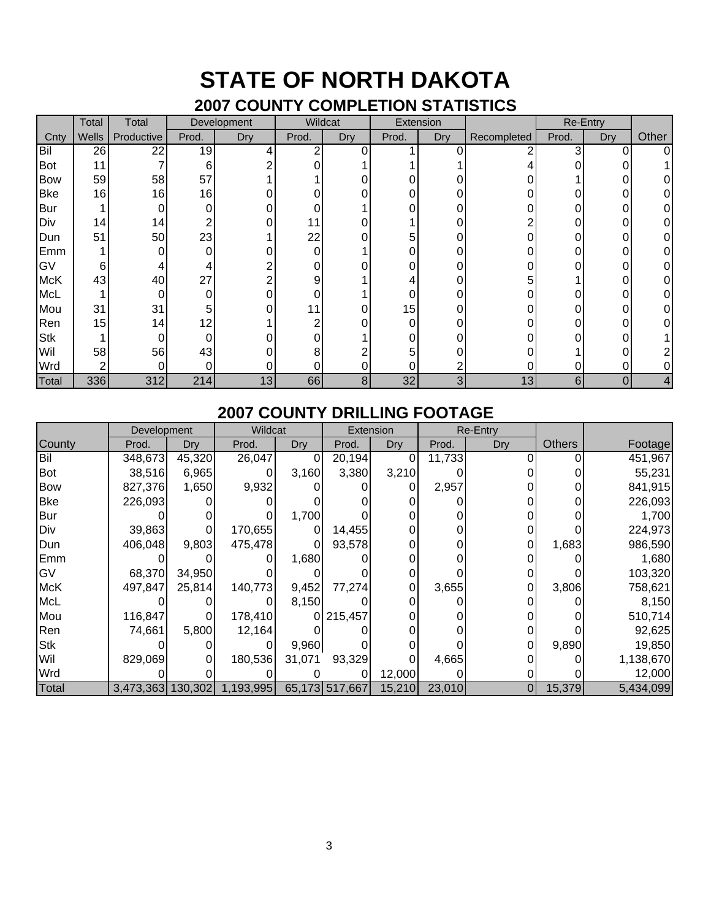# STATE OF NORTH DAKOTA

## 2007 COUNTY COMPLETION STATISTICS

| | Total | Total | Development | | Wildcat | | Extension | | | Re-Entry | | |
|---|---|---|---|---|---|---|---|---|---|---|---|---|
| Cnty | Wells | Productive | Prod. | Dry | Prod. | Dry | Prod. | Dry | Recompleted | Prod. | Dry | Other |
| Bil | 26 | 22 | 19 | 4 | 2 | 0 | 1 | 0 | 2 | 3 | 0 | 0 |
| Bot | 11 | 7 | 6 | 2 | 0 | 1 | 1 | 1 | 4 | 0 | 0 | 1 |
| Bow | 59 | 58 | 57 | 1 | 1 | 0 | 0 | 0 | 0 | 1 | 0 | 0 |
| Bke | 16 | 16 | 16 | 0 | 0 | 0 | 0 | 0 | 0 | 0 | 0 | 0 |
| Bur | 1 | 0 | 0 | 0 | 0 | 1 | 0 | 0 | 0 | 0 | 0 | 0 |
| Div | 14 | 14 | 2 | 0 | 11 | 0 | 1 | 0 | 2 | 0 | 0 | 0 |
| Dun | 51 | 50 | 23 | 1 | 22 | 0 | 5 | 0 | 0 | 0 | 0 | 0 |
| Emm | 1 | 0 | 0 | 0 | 0 | 1 | 0 | 0 | 0 | 0 | 0 | 0 |
| GV | 6 | 4 | 4 | 2 | 0 | 0 | 0 | 0 | 0 | 0 | 0 | 0 |
| McK | 43 | 40 | 27 | 2 | 9 | 1 | 4 | 0 | 5 | 1 | 0 | 0 |
| McL | 1 | 0 | 0 | 0 | 0 | 1 | 0 | 0 | 0 | 0 | 0 | 0 |
| Mou | 31 | 31 | 5 | 0 | 11 | 0 | 15 | 0 | 0 | 0 | 0 | 0 |
| Ren | 15 | 14 | 12 | 1 | 2 | 0 | 0 | 0 | 0 | 0 | 0 | 0 |
| Stk | 1 | 0 | 0 | 0 | 0 | 1 | 0 | 0 | 0 | 0 | 0 | 1 |
| Wil | 58 | 56 | 43 | 0 | 8 | 2 | 5 | 0 | 0 | 1 | 0 | 2 |
| Wrd | 2 | 0 | 0 | 0 | 0 | 0 | 0 | 2 | 0 | 0 | 0 | 0 |
| Total | 336 | 312 | 214 | 13 | 66 | 8 | 32 | 3 | 13 | 6 | 0 | 4 |

## 2007 COUNTY DRILLING FOOTAGE

| | Development | | Wildcat | | Extension | | Re-Entry | | | |
|---|---|---|---|---|---|---|---|---|---|---|
| County | Prod. | Dry | Prod. | Dry | Prod. | Dry | Prod. | Dry | Others | Footage |
| Bil | 348,673 | 45,320 | 26,047 | 0 | 20,194 | 0 | 11,733 | 0 | 0 | 451,967 |
| Bot | 38,516 | 6,965 | 0 | 3,160 | 3,380 | 3,210 | 0 | 0 | 0 | 55,231 |
| Bow | 827,376 | 1,650 | 9,932 | 0 | 0 | 0 | 2,957 | 0 | 0 | 841,915 |
| Bke | 226,093 | 0 | 0 | 0 | 0 | 0 | 0 | 0 | 0 | 226,093 |
| Bur | 0 | 0 | 0 | 1,700 | 0 | 0 | 0 | 0 | 0 | 1,700 |
| Div | 39,863 | 0 | 170,655 | 0 | 14,455 | 0 | 0 | 0 | 0 | 224,973 |
| Dun | 406,048 | 9,803 | 475,478 | 0 | 93,578 | 0 | 0 | 0 | 1,683 | 986,590 |
| Emm | 0 | 0 | 0 | 1,680 | 0 | 0 | 0 | 0 | 0 | 1,680 |
| GV | 68,370 | 34,950 | 0 | 0 | 0 | 0 | 0 | 0 | 0 | 103,320 |
| McK | 497,847 | 25,814 | 140,773 | 9,452 | 77,274 | 0 | 3,655 | 0 | 3,806 | 758,621 |
| McL | 0 | 0 | 0 | 8,150 | 0 | 0 | 0 | 0 | 0 | 8,150 |
| Mou | 116,847 | 0 | 178,410 | 0 | 215,457 | 0 | 0 | 0 | 0 | 510,714 |
| Ren | 74,661 | 5,800 | 12,164 | 0 | 0 | 0 | 0 | 0 | 0 | 92,625 |
| Stk | 0 | 0 | 0 | 9,960 | 0 | 0 | 0 | 0 | 9,890 | 19,850 |
| Wil | 829,069 | 0 | 180,536 | 31,071 | 93,329 | 0 | 4,665 | 0 | 0 | 1,138,670 |
| Wrd | 0 | 0 | 0 | 0 | 0 | 12,000 | 0 | 0 | 0 | 12,000 |
| Total | 3,473,363 | 130,302 | 1,193,995 | 65,173 | 517,667 | 15,210 | 23,010 | 0 | 15,379 | 5,434,099 |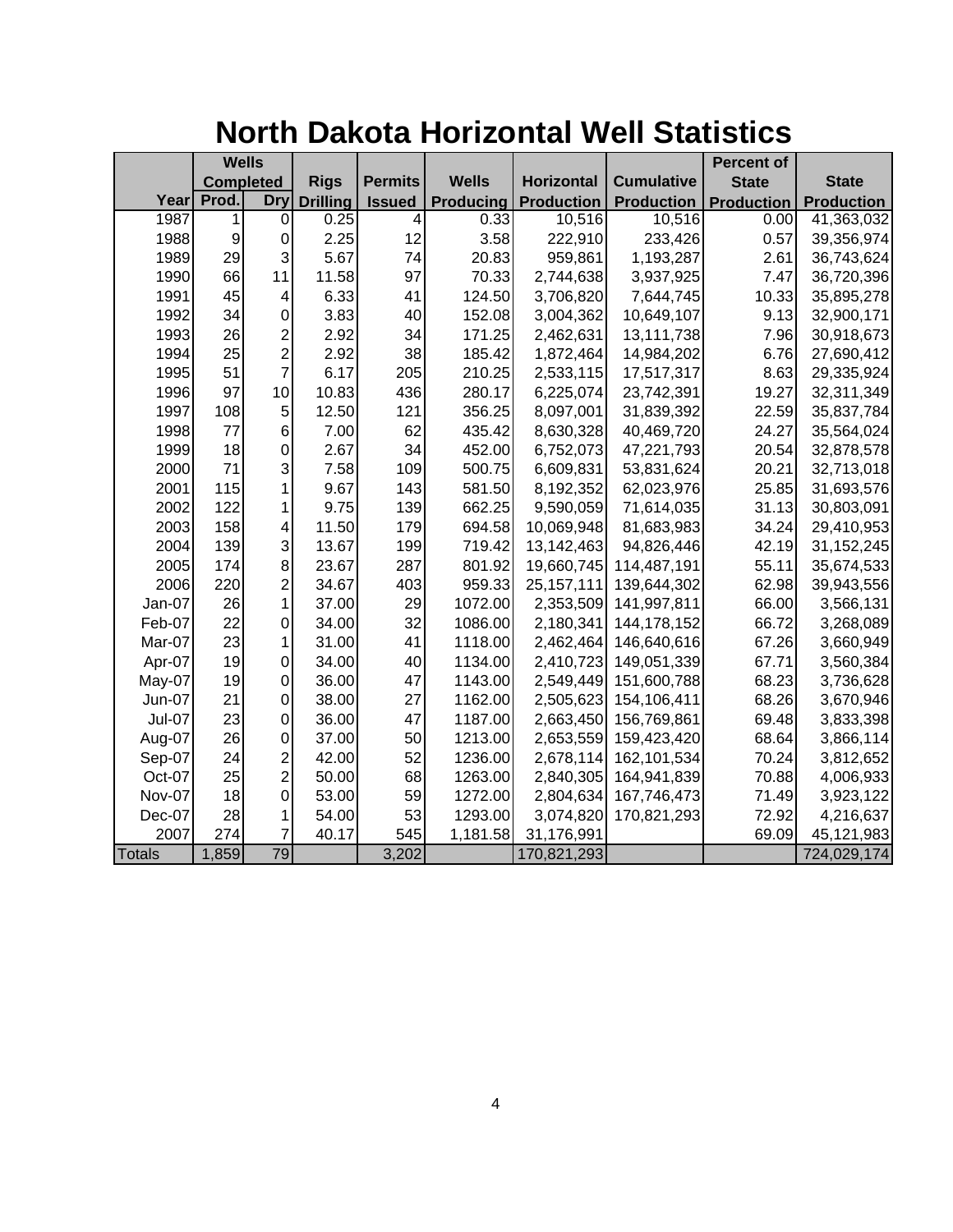# North Dakota Horizontal Well Statistics

| | Wells Completed | | Rigs | Permits | Wells | Horizontal | Cumulative | Percent of State | State |
|---|---|---|---|---|---|---|---|---|---|
| Year | Prod. | Dry | Drilling | Issued | Producing | Production | Production | Production | Production |
| 1987 | 1 | 0 | 0.25 | 4 | 0.33 | 10,516 | 10,516 | 0.00 | 41,363,032 |
| 1988 | 9 | 0 | 2.25 | 12 | 3.58 | 222,910 | 233,426 | 0.57 | 39,356,974 |
| 1989 | 29 | 3 | 5.67 | 74 | 20.83 | 959,861 | 1,193,287 | 2.61 | 36,743,624 |
| 1990 | 66 | 11 | 11.58 | 97 | 70.33 | 2,744,638 | 3,937,925 | 7.47 | 36,720,396 |
| 1991 | 45 | 4 | 6.33 | 41 | 124.50 | 3,706,820 | 7,644,745 | 10.33 | 35,895,278 |
| 1992 | 34 | 0 | 3.83 | 40 | 152.08 | 3,004,362 | 10,649,107 | 9.13 | 32,900,171 |
| 1993 | 26 | 2 | 2.92 | 34 | 171.25 | 2,462,631 | 13,111,738 | 7.96 | 30,918,673 |
| 1994 | 25 | 2 | 2.92 | 38 | 185.42 | 1,872,464 | 14,984,202 | 6.76 | 27,690,412 |
| 1995 | 51 | 7 | 6.17 | 205 | 210.25 | 2,533,115 | 17,517,317 | 8.63 | 29,335,924 |
| 1996 | 97 | 10 | 10.83 | 436 | 280.17 | 6,225,074 | 23,742,391 | 19.27 | 32,311,349 |
| 1997 | 108 | 5 | 12.50 | 121 | 356.25 | 8,097,001 | 31,839,392 | 22.59 | 35,837,784 |
| 1998 | 77 | 6 | 7.00 | 62 | 435.42 | 8,630,328 | 40,469,720 | 24.27 | 35,564,024 |
| 1999 | 18 | 0 | 2.67 | 34 | 452.00 | 6,752,073 | 47,221,793 | 20.54 | 32,878,578 |
| 2000 | 71 | 3 | 7.58 | 109 | 500.75 | 6,609,831 | 53,831,624 | 20.21 | 32,713,018 |
| 2001 | 115 | 1 | 9.67 | 143 | 581.50 | 8,192,352 | 62,023,976 | 25.85 | 31,693,576 |
| 2002 | 122 | 1 | 9.75 | 139 | 662.25 | 9,590,059 | 71,614,035 | 31.13 | 30,803,091 |
| 2003 | 158 | 4 | 11.50 | 179 | 694.58 | 10,069,948 | 81,683,983 | 34.24 | 29,410,953 |
| 2004 | 139 | 3 | 13.67 | 199 | 719.42 | 13,142,463 | 94,826,446 | 42.19 | 31,152,245 |
| 2005 | 174 | 8 | 23.67 | 287 | 801.92 | 19,660,745 | 114,487,191 | 55.11 | 35,674,533 |
| 2006 | 220 | 2 | 34.67 | 403 | 959.33 | 25,157,111 | 139,644,302 | 62.98 | 39,943,556 |
| Jan-07 | 26 | 1 | 37.00 | 29 | 1072.00 | 2,353,509 | 141,997,811 | 66.00 | 3,566,131 |
| Feb-07 | 22 | 0 | 34.00 | 32 | 1086.00 | 2,180,341 | 144,178,152 | 66.72 | 3,268,089 |
| Mar-07 | 23 | 1 | 31.00 | 41 | 1118.00 | 2,462,464 | 146,640,616 | 67.26 | 3,660,949 |
| Apr-07 | 19 | 0 | 34.00 | 40 | 1134.00 | 2,410,723 | 149,051,339 | 67.71 | 3,560,384 |
| May-07 | 19 | 0 | 36.00 | 47 | 1143.00 | 2,549,449 | 151,600,788 | 68.23 | 3,736,628 |
| Jun-07 | 21 | 0 | 38.00 | 27 | 1162.00 | 2,505,623 | 154,106,411 | 68.26 | 3,670,946 |
| Jul-07 | 23 | 0 | 36.00 | 47 | 1187.00 | 2,663,450 | 156,769,861 | 69.48 | 3,833,398 |
| Aug-07 | 26 | 0 | 37.00 | 50 | 1213.00 | 2,653,559 | 159,423,420 | 68.64 | 3,866,114 |
| Sep-07 | 24 | 2 | 42.00 | 52 | 1236.00 | 2,678,114 | 162,101,534 | 70.24 | 3,812,652 |
| Oct-07 | 25 | 2 | 50.00 | 68 | 1263.00 | 2,840,305 | 164,941,839 | 70.88 | 4,006,933 |
| Nov-07 | 18 | 0 | 53.00 | 59 | 1272.00 | 2,804,634 | 167,746,473 | 71.49 | 3,923,122 |
| Dec-07 | 28 | 1 | 54.00 | 53 | 1293.00 | 3,074,820 | 170,821,293 | 72.92 | 4,216,637 |
| 2007 | 274 | 7 | 40.17 | 545 | 1,181.58 | 31,176,991 | | 69.09 | 45,121,983 |
| Totals | 1,859 | 79 | | 3,202 | | 170,821,293 | | | 724,029,174 |